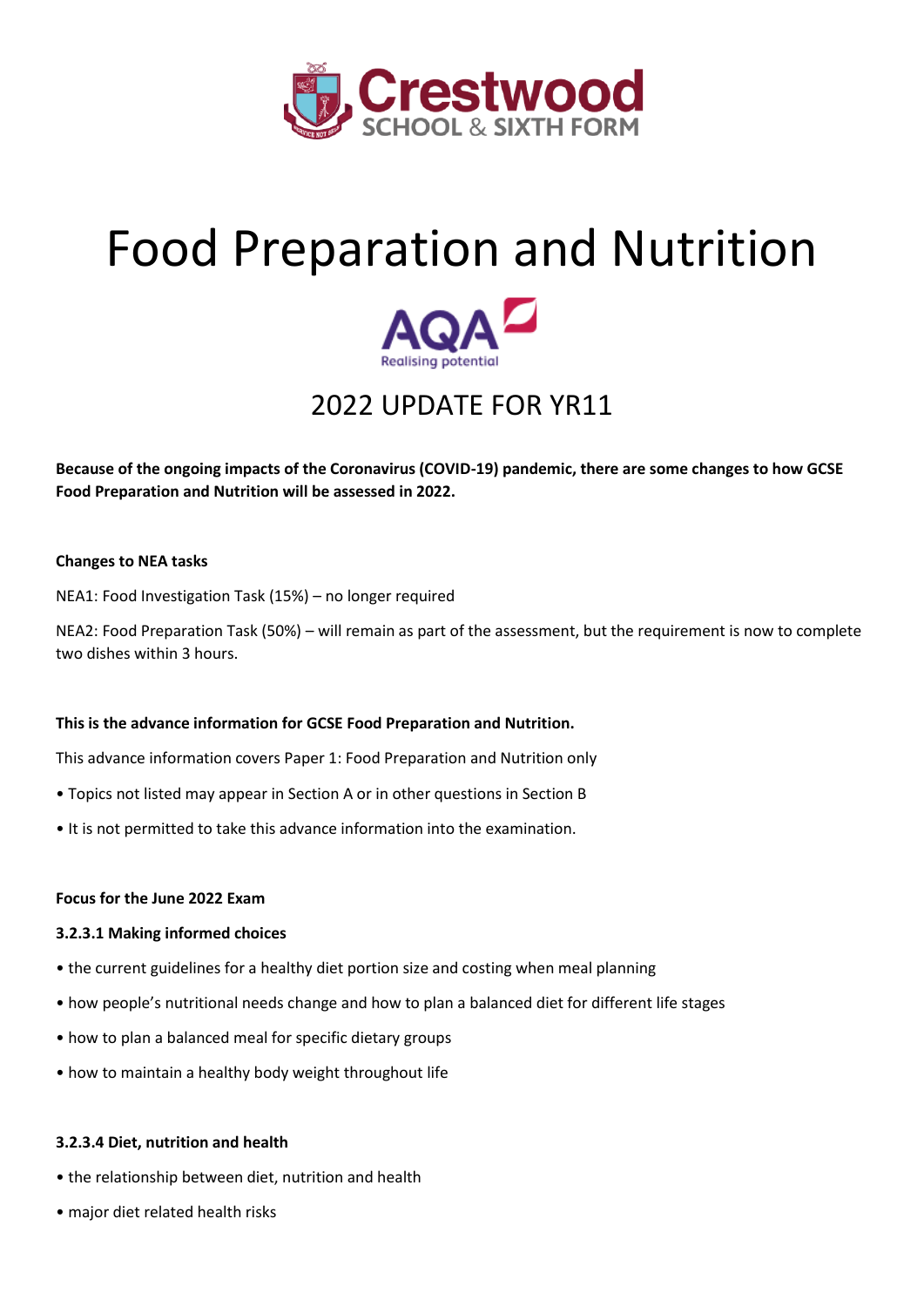Crestwood SCHOOL & SIXTH FORM

# Food Preparation and Nutrition

AQA Realising potential

## 2022 UPDATE FOR YR11

**Because of the ongoing impacts of the Coronavirus (COVID-19) pandemic, there are some changes to how GCSE Food Preparation and Nutrition will be assessed in 2022.**

**Changes to NEA tasks**

NEA1: Food Investigation Task (15%) – no longer required

NEA2: Food Preparation Task (50%) – will remain as part of the assessment, but the requirement is now to complete two dishes within 3 hours.

**This is the advance information for GCSE Food Preparation and Nutrition.**

This advance information covers Paper 1: Food Preparation and Nutrition only

- Topics not listed may appear in Section A or in other questions in Section B
- It is not permitted to take this advance information into the examination.

**Focus for the June 2022 Exam**

**3.2.3.1 Making informed choices**

- the current guidelines for a healthy diet portion size and costing when meal planning
- how people's nutritional needs change and how to plan a balanced diet for different life stages
- how to plan a balanced meal for specific dietary groups
- how to maintain a healthy body weight throughout life

**3.2.3.4 Diet, nutrition and health**

- the relationship between diet, nutrition and health
- major diet related health risks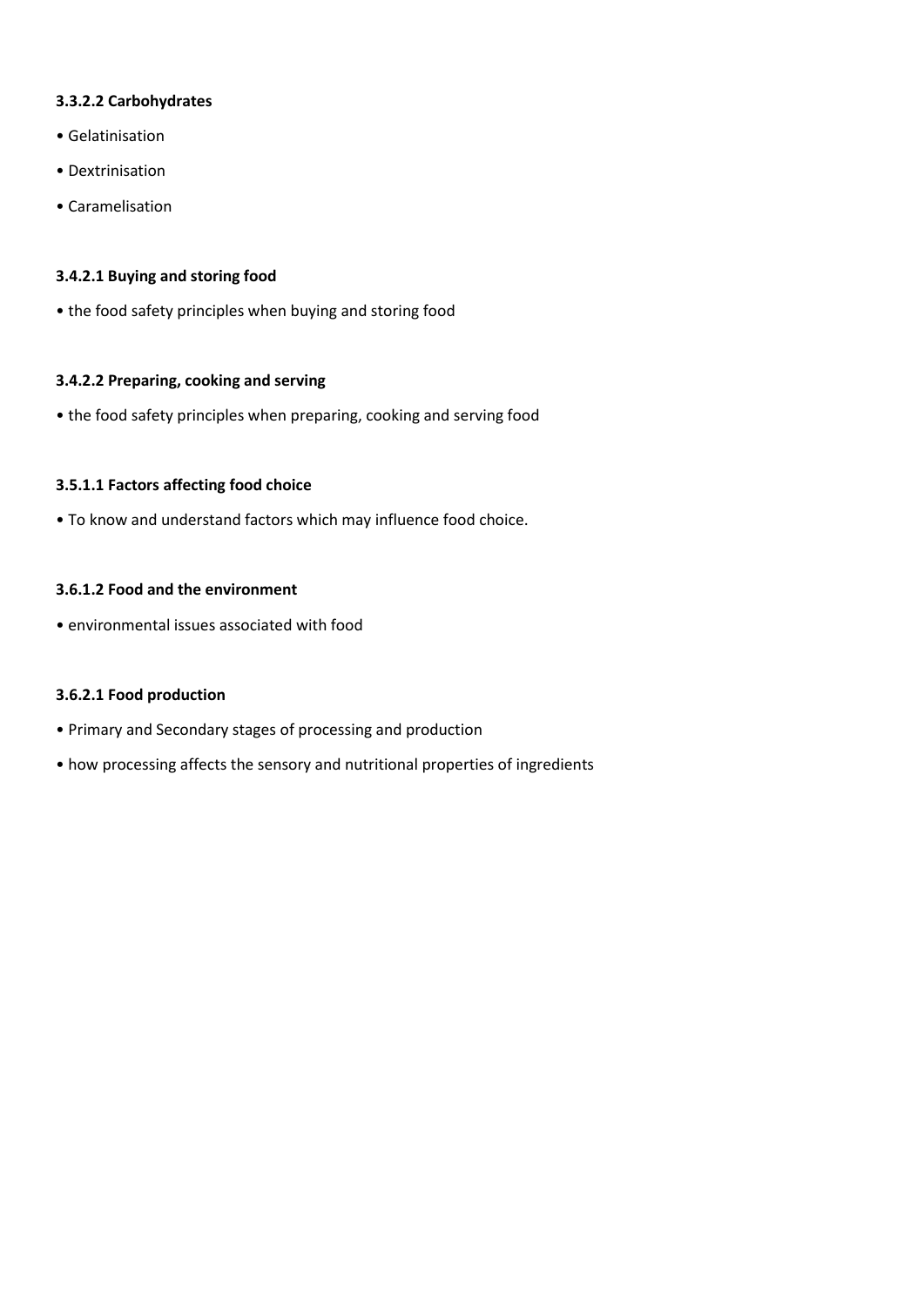**3.3.2.2 Carbohydrates**

- Gelatinisation
- Dextrinisation
- Caramelisation

**3.4.2.1 Buying and storing food**

- the food safety principles when buying and storing food

**3.4.2.2 Preparing, cooking and serving**

- the food safety principles when preparing, cooking and serving food

**3.5.1.1 Factors affecting food choice**

- To know and understand factors which may influence food choice.

**3.6.1.2 Food and the environment**

- environmental issues associated with food

**3.6.2.1 Food production**

- Primary and Secondary stages of processing and production
- how processing affects the sensory and nutritional properties of ingredients